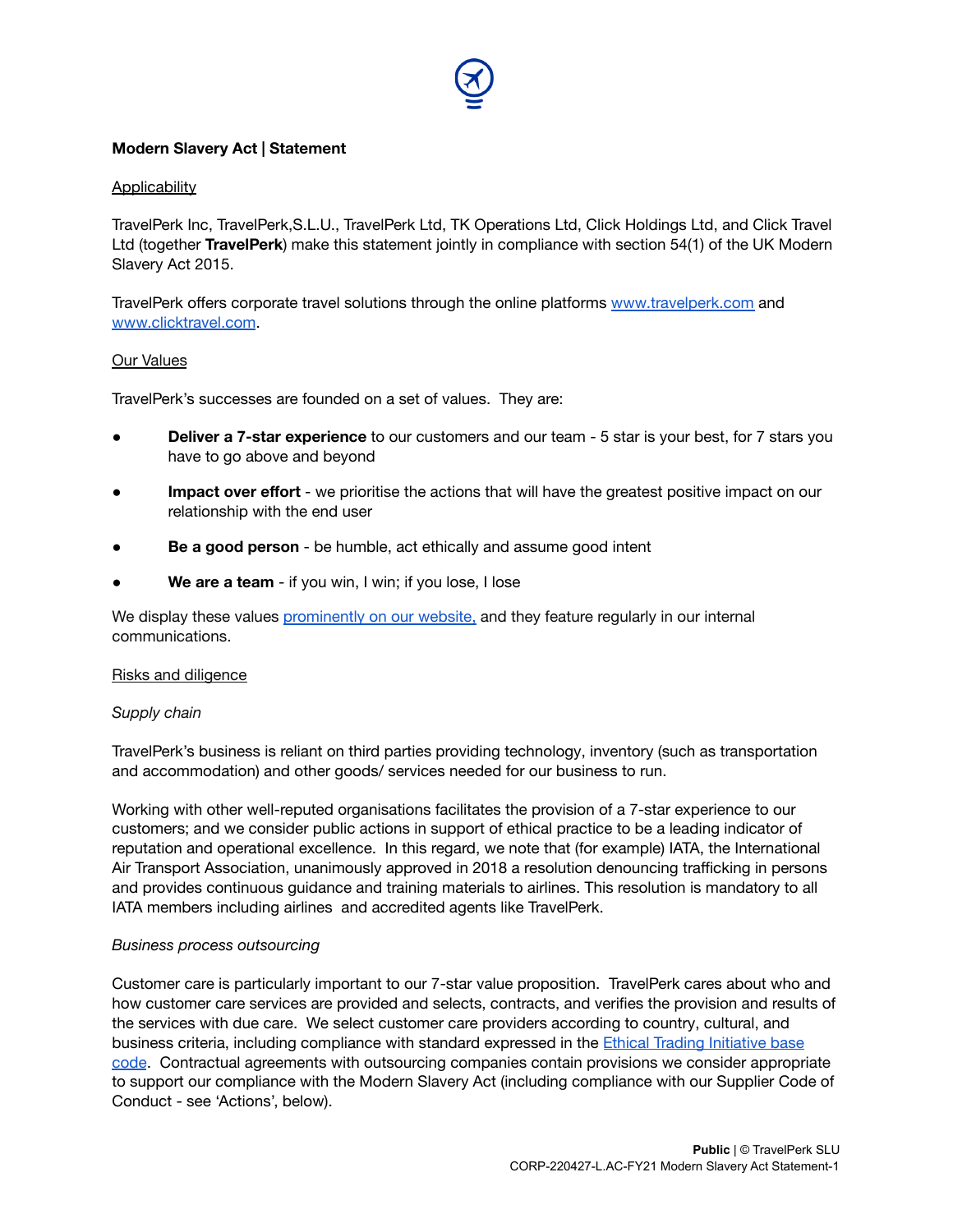# Modern Slavery Act | Statement

## Applicability

TravelPerk Inc, TravelPerk,S.L.U., TravelPerk Ltd, TK Operations Ltd, Click Holdings Ltd, and Click Travel Ltd (together **TravelPerk**) make this statement jointly in compliance with section 54(1) of the UK Modern Slavery Act 2015.

TravelPerk offers corporate travel solutions through the online platforms www.travelperk.com and www.clicktravel.com.

## Our Values

TravelPerk's successes are founded on a set of values. They are:

- **Deliver a 7-star experience** to our customers and our team - 5 star is your best, for 7 stars you have to go above and beyond
- **Impact over effort** - we prioritise the actions that will have the greatest positive impact on our relationship with the end user
- **Be a good person** - be humble, act ethically and assume good intent
- **We are a team** - if you win, I win; if you lose, I lose

We display these values prominently on our website, and they feature regularly in our internal communications.

## Risks and diligence

### *Supply chain*

TravelPerk's business is reliant on third parties providing technology, inventory (such as transportation and accommodation) and other goods/ services needed for our business to run.

Working with other well-reputed organisations facilitates the provision of a 7-star experience to our customers; and we consider public actions in support of ethical practice to be a leading indicator of reputation and operational excellence. In this regard, we note that (for example) IATA, the International Air Transport Association, unanimously approved in 2018 a resolution denouncing trafficking in persons and provides continuous guidance and training materials to airlines. This resolution is mandatory to all IATA members including airlines and accredited agents like TravelPerk.

### *Business process outsourcing*

Customer care is particularly important to our 7-star value proposition. TravelPerk cares about who and how customer care services are provided and selects, contracts, and verifies the provision and results of the services with due care. We select customer care providers according to country, cultural, and business criteria, including compliance with standard expressed in the Ethical Trading Initiative base code. Contractual agreements with outsourcing companies contain provisions we consider appropriate to support our compliance with the Modern Slavery Act (including compliance with our Supplier Code of Conduct - see 'Actions', below).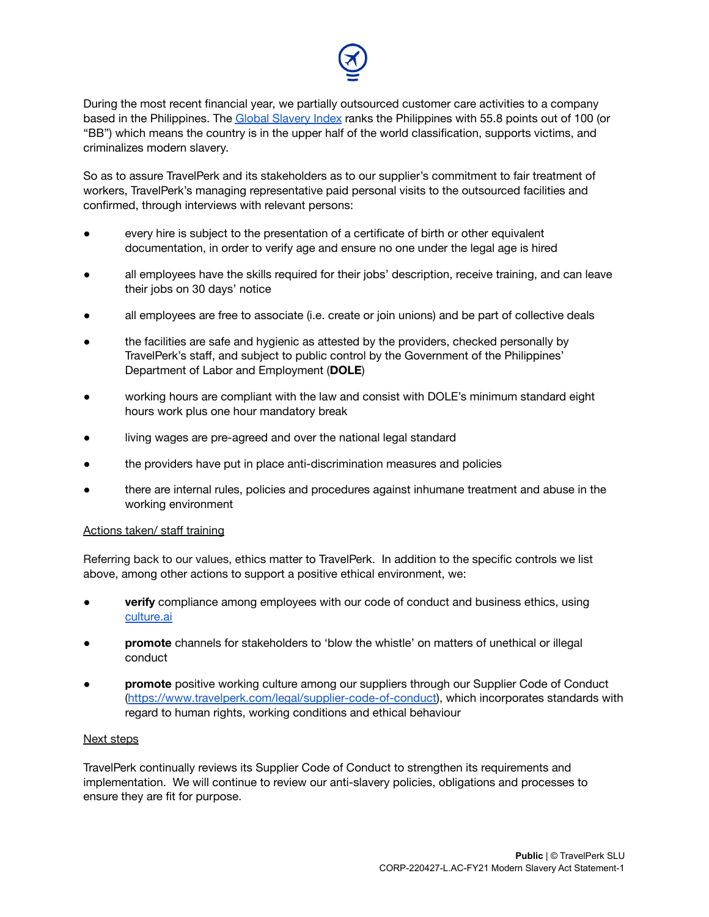During the most recent financial year, we partially outsourced customer care activities to a company based in the Philippines. The [Global Slavery Index](https://www.globalslaveryindex.org/) ranks the Philippines with 55.8 points out of 100 (or "BB") which means the country is in the upper half of the world classification, supports victims, and criminalizes modern slavery.

So as to assure TravelPerk and its stakeholders as to our supplier's commitment to fair treatment of workers, TravelPerk's managing representative paid personal visits to the outsourced facilities and confirmed, through interviews with relevant persons:

- every hire is subject to the presentation of a certificate of birth or other equivalent documentation, in order to verify age and ensure no one under the legal age is hired
- all employees have the skills required for their jobs' description, receive training, and can leave their jobs on 30 days' notice
- all employees are free to associate (i.e. create or join unions) and be part of collective deals
- the facilities are safe and hygienic as attested by the providers, checked personally by TravelPerk's staff, and subject to public control by the Government of the Philippines' Department of Labor and Employment (**DOLE**)
- working hours are compliant with the law and consist with DOLE's minimum standard eight hours work plus one hour mandatory break
- living wages are pre-agreed and over the national legal standard
- the providers have put in place anti-discrimination measures and policies
- there are internal rules, policies and procedures against inhumane treatment and abuse in the working environment

<u>Actions taken/ staff training</u>

Referring back to our values, ethics matter to TravelPerk. In addition to the specific controls we list above, among other actions to support a positive ethical environment, we:

- **verify** compliance among employees with our code of conduct and business ethics, using culture.ai
- **promote** channels for stakeholders to 'blow the whistle' on matters of unethical or illegal conduct
- **promote** positive working culture among our suppliers through our Supplier Code of Conduct (https://www.travelperk.com/legal/supplier-code-of-conduct), which incorporates standards with regard to human rights, working conditions and ethical behaviour

<u>Next steps</u>

TravelPerk continually reviews its Supplier Code of Conduct to strengthen its requirements and implementation. We will continue to review our anti-slavery policies, obligations and processes to ensure they are fit for purpose.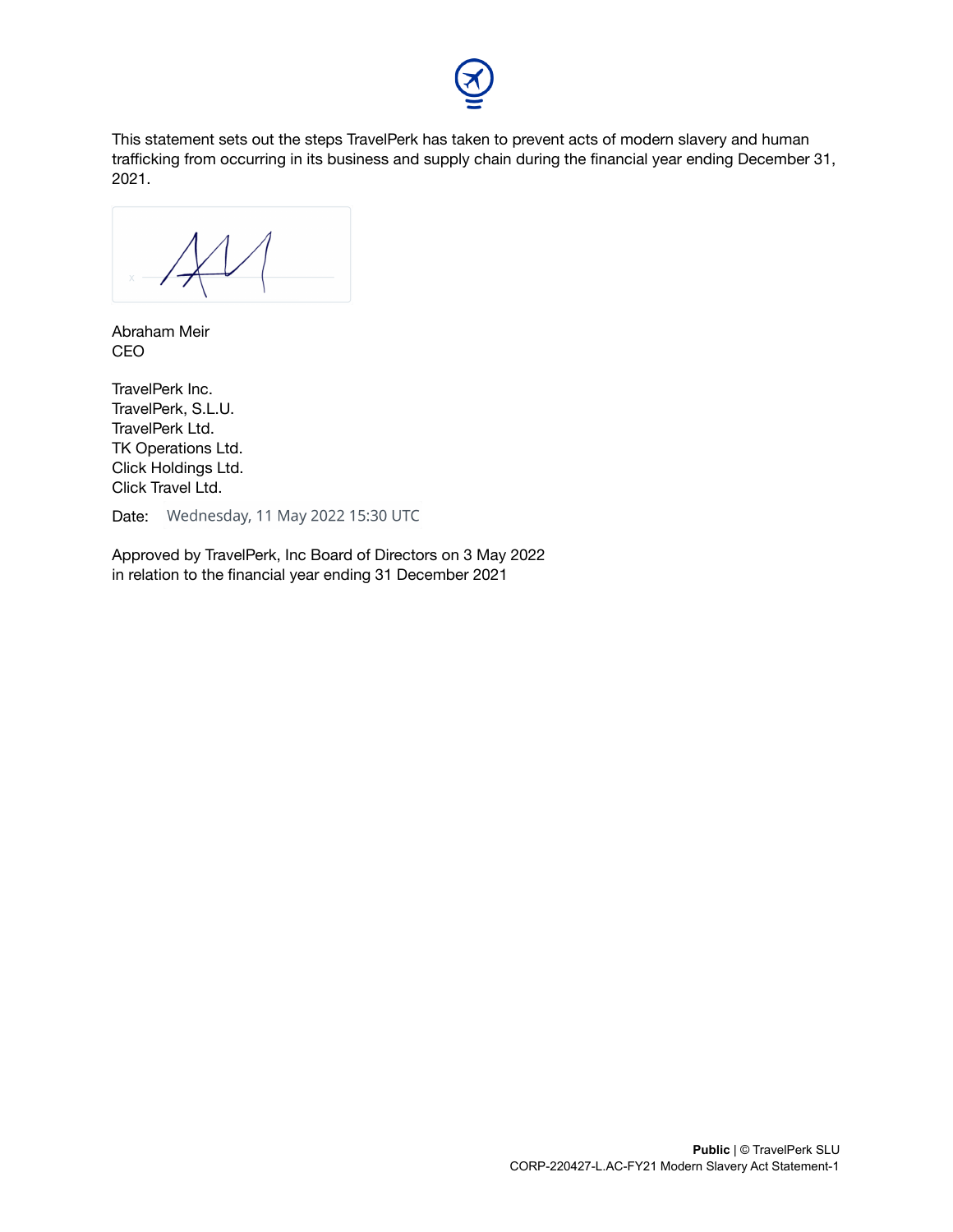This statement sets out the steps TravelPerk has taken to prevent acts of modern slavery and human trafficking from occurring in its business and supply chain during the financial year ending December 31, 2021.

Abraham Meir
CEO

TravelPerk Inc.
TravelPerk, S.L.U.
TravelPerk Ltd.
TK Operations Ltd.
Click Holdings Ltd.
Click Travel Ltd.

Date: Wednesday, 11 May 2022 15:30 UTC

Approved by TravelPerk, Inc Board of Directors on 3 May 2022
in relation to the financial year ending 31 December 2021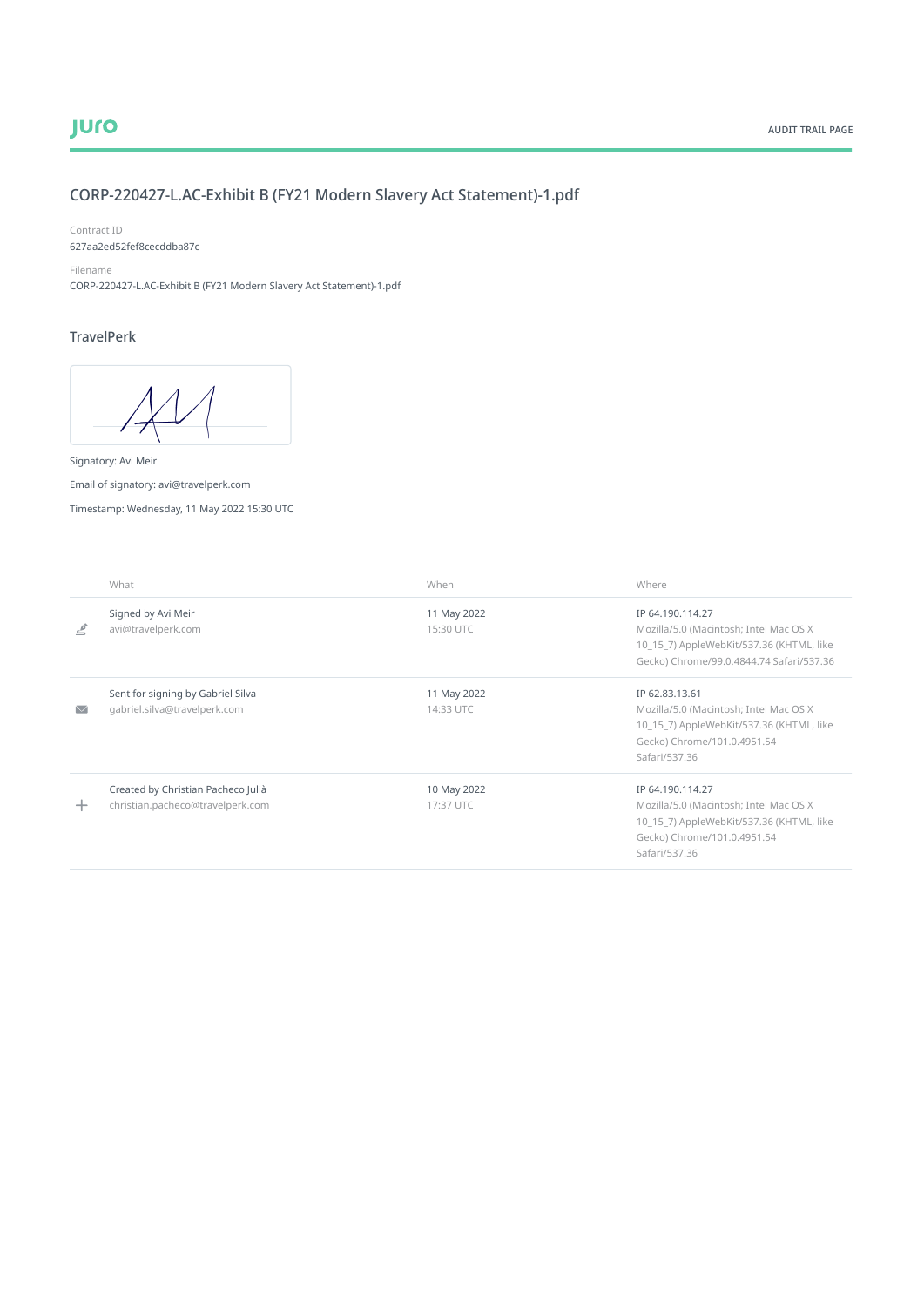juro

AUDIT TRAIL PAGE

## CORP-220427-L.AC-Exhibit B (FY21 Modern Slavery Act Statement)-1.pdf

Contract ID
627aa2ed52fef8cecddba87c

Filename
CORP-220427-L.AC-Exhibit B (FY21 Modern Slavery Act Statement)-1.pdf

### TravelPerk

Signatory: Avi Meir

Email of signatory: avi@travelperk.com

Timestamp: Wednesday, 11 May 2022 15:30 UTC

| What | When | Where |
| --- | --- | --- |
| Signed by Avi Meir<br>avi@travelperk.com | 11 May 2022<br>15:30 UTC | IP 64.190.114.27<br>Mozilla/5.0 (Macintosh; Intel Mac OS X 10_15_7) AppleWebKit/537.36 (KHTML, like Gecko) Chrome/99.0.4844.74 Safari/537.36 |
| Sent for signing by Gabriel Silva<br>gabriel.silva@travelperk.com | 11 May 2022<br>14:33 UTC | IP 62.83.13.61<br>Mozilla/5.0 (Macintosh; Intel Mac OS X 10_15_7) AppleWebKit/537.36 (KHTML, like Gecko) Chrome/101.0.4951.54 Safari/537.36 |
| Created by Christian Pacheco Julià<br>christian.pacheco@travelperk.com | 10 May 2022<br>17:37 UTC | IP 64.190.114.27<br>Mozilla/5.0 (Macintosh; Intel Mac OS X 10_15_7) AppleWebKit/537.36 (KHTML, like Gecko) Chrome/101.0.4951.54 Safari/537.36 |